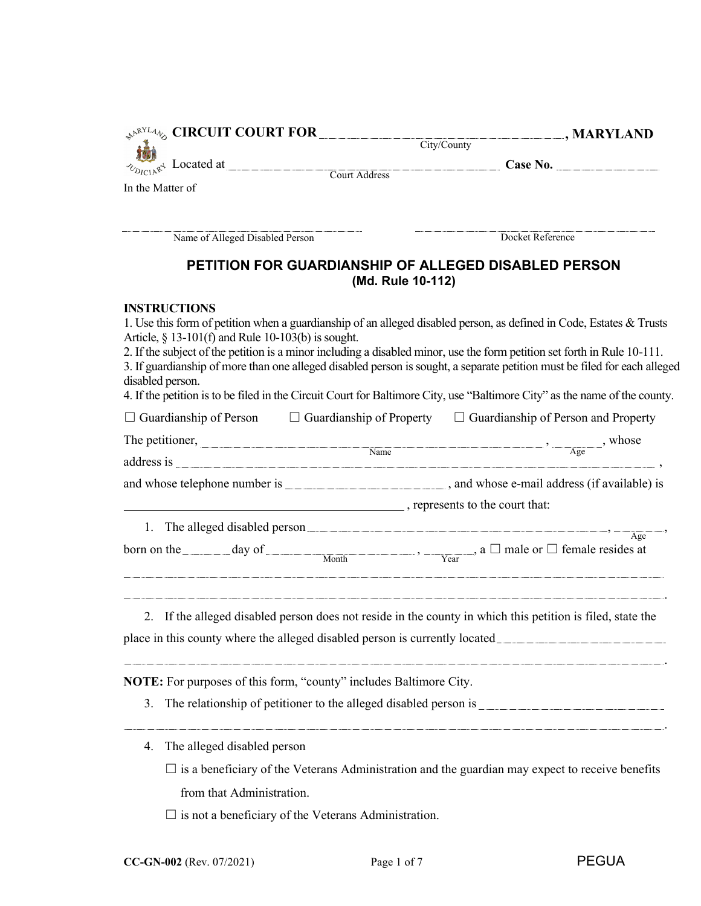**CIRCUIT COURT FOR** \_\_\_\_\_\_\_\_\_\_\_\_\_\_\_\_\_\_\_\_\_\_\_\_\_\_\_\_\_\_ **, MARYLAND**
City/County

Located at \_\_\_\_\_\_\_\_\_\_\_\_\_\_\_\_\_\_\_\_\_\_\_\_\_\_\_\_\_\_ **Case No.** \_\_\_\_\_\_\_\_\_\_\_\_
Court Address

In the Matter of

\_\_\_\_\_\_\_\_\_\_\_\_\_\_\_\_\_\_\_\_\_\_\_\_\_\_\_\_\_\_ \_\_\_\_\_\_\_\_\_\_\_\_\_\_\_\_\_\_\_\_\_\_\_\_\_\_\_\_\_\_
Name of Alleged Disabled Person Docket Reference

## PETITION FOR GUARDIANSHIP OF ALLEGED DISABLED PERSON
**(Md. Rule 10-112)**

**INSTRUCTIONS**

1. Use this form of petition when a guardianship of an alleged disabled person, as defined in Code, Estates & Trusts Article, § 13-101(f) and Rule 10-103(b) is sought.
2. If the subject of the petition is a minor including a disabled minor, use the form petition set forth in Rule 10-111.
3. If guardianship of more than one alleged disabled person is sought, a separate petition must be filed for each alleged disabled person.
4. If the petition is to be filed in the Circuit Court for Baltimore City, use "Baltimore City" as the name of the county.

☐ Guardianship of Person ☐ Guardianship of Property ☐ Guardianship of Person and Property

The petitioner, \_\_\_\_\_\_\_\_\_\_\_\_\_\_\_\_\_\_\_\_\_\_\_\_\_\_\_\_\_\_ (Name), \_\_\_\_\_\_ (Age), whose address is \_\_\_\_\_\_\_\_\_\_\_\_\_\_\_\_\_\_\_\_\_\_\_\_\_\_\_\_\_\_\_\_\_\_\_\_\_\_\_\_ ,
and whose telephone number is \_\_\_\_\_\_\_\_\_\_\_\_\_\_\_\_\_\_ , and whose e-mail address (if available) is
\_\_\_\_\_\_\_\_\_\_\_\_\_\_\_\_\_\_\_\_\_\_\_\_\_\_\_\_\_\_ , represents to the court that:

1. The alleged disabled person \_\_\_\_\_\_\_\_\_\_\_\_\_\_\_\_\_\_\_\_\_\_\_\_\_\_\_\_\_\_ , \_\_\_\_\_\_ (Age), born on the \_\_\_\_\_\_ day of \_\_\_\_\_\_\_\_\_\_\_\_\_\_ (Month), \_\_\_\_\_\_ (Year), a ☐ male or ☐ female resides at
\_\_\_\_\_\_\_\_\_\_\_\_\_\_\_\_\_\_\_\_\_\_\_\_\_\_\_\_\_\_\_\_\_\_\_\_\_\_\_\_\_\_\_\_\_\_\_\_\_\_\_\_\_\_\_\_
\_\_\_\_\_\_\_\_\_\_\_\_\_\_\_\_\_\_\_\_\_\_\_\_\_\_\_\_\_\_\_\_\_\_\_\_\_\_\_\_\_\_\_\_\_\_\_\_\_\_\_\_\_\_\_\_ .

2. If the alleged disabled person does not reside in the county in which this petition is filed, state the place in this county where the alleged disabled person is currently located \_\_\_\_\_\_\_\_\_\_\_\_\_\_\_\_\_\_\_\_
\_\_\_\_\_\_\_\_\_\_\_\_\_\_\_\_\_\_\_\_\_\_\_\_\_\_\_\_\_\_\_\_\_\_\_\_\_\_\_\_\_\_\_\_\_\_\_\_\_\_\_\_\_\_\_\_ .

**NOTE:** For purposes of this form, "county" includes Baltimore City.

3. The relationship of petitioner to the alleged disabled person is \_\_\_\_\_\_\_\_\_\_\_\_\_\_\_\_\_\_\_\_
\_\_\_\_\_\_\_\_\_\_\_\_\_\_\_\_\_\_\_\_\_\_\_\_\_\_\_\_\_\_\_\_\_\_\_\_\_\_\_\_\_\_\_\_\_\_\_\_\_\_\_\_\_\_\_\_ .

4. The alleged disabled person
   - ☐ is a beneficiary of the Veterans Administration and the guardian may expect to receive benefits from that Administration.
   - ☐ is not a beneficiary of the Veterans Administration.

**CC-GN-002** (Rev. 07/2021) PEGUA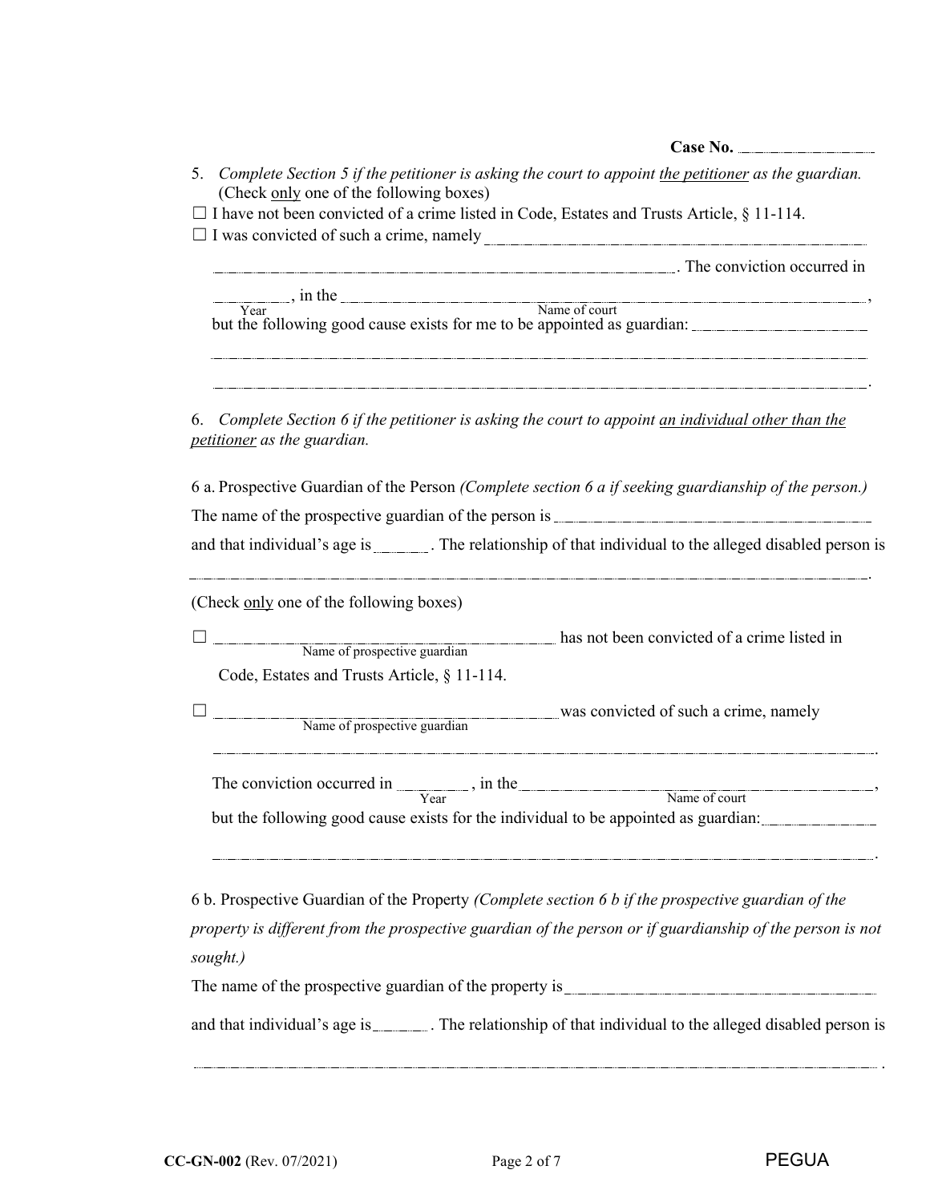**Case No.** \_\_\_\_\_\_\_\_\_\_\_\_

5. *Complete Section 5 if the petitioner is asking the court to appoint the petitioner as the guardian.* (Check only one of the following boxes)

☐ I have not been convicted of a crime listed in Code, Estates and Trusts Article, § 11-114.

☐ I was convicted of such a crime, namely \_\_\_\_\_\_\_\_\_\_\_\_\_\_\_\_\_\_\_\_\_\_\_\_\_\_\_\_\_\_\_\_\_\_\_\_\_\_\_\_

\_\_\_\_\_\_\_\_\_\_\_\_\_\_\_\_\_\_\_\_\_\_\_\_\_\_\_\_\_\_\_\_\_\_\_\_\_\_\_\_. The conviction occurred in

\_\_\_\_\_\_\_\_\_\_ (Year), in the \_\_\_\_\_\_\_\_\_\_\_\_\_\_\_\_\_\_\_\_\_\_\_\_\_\_\_\_\_\_\_\_\_\_ (Name of court),
but the following good cause exists for me to be appointed as guardian: \_\_\_\_\_\_\_\_\_\_\_\_\_\_\_\_\_\_\_\_

\_\_\_\_\_\_\_\_\_\_\_\_\_\_\_\_\_\_\_\_\_\_\_\_\_\_\_\_\_\_\_\_\_\_\_\_\_\_\_\_\_\_\_\_\_\_\_\_\_\_\_\_\_\_\_\_\_\_\_\_\_\_\_\_

\_\_\_\_\_\_\_\_\_\_\_\_\_\_\_\_\_\_\_\_\_\_\_\_\_\_\_\_\_\_\_\_\_\_\_\_\_\_\_\_\_\_\_\_\_\_\_\_\_\_\_\_\_\_\_\_\_\_\_\_\_\_\_\_.

6. *Complete Section 6 if the petitioner is asking the court to appoint an individual other than the petitioner as the guardian.*

6 a. Prospective Guardian of the Person *(Complete section 6 a if seeking guardianship of the person.)*

The name of the prospective guardian of the person is \_\_\_\_\_\_\_\_\_\_\_\_\_\_\_\_\_\_\_\_\_\_\_\_\_\_\_\_\_\_\_\_\_\_

and that individual's age is \_\_\_\_\_\_. The relationship of that individual to the alleged disabled person is

\_\_\_\_\_\_\_\_\_\_\_\_\_\_\_\_\_\_\_\_\_\_\_\_\_\_\_\_\_\_\_\_\_\_\_\_\_\_\_\_\_\_\_\_\_\_\_\_\_\_\_\_\_\_\_\_\_\_\_\_\_\_\_\_.

(Check only one of the following boxes)

☐ \_\_\_\_\_\_\_\_\_\_\_\_\_\_\_\_\_\_\_\_\_\_\_\_\_\_\_\_\_\_ (Name of prospective guardian) has not been convicted of a crime listed in Code, Estates and Trusts Article, § 11-114.

☐ \_\_\_\_\_\_\_\_\_\_\_\_\_\_\_\_\_\_\_\_\_\_\_\_\_\_\_\_\_\_ (Name of prospective guardian) was convicted of such a crime, namely

\_\_\_\_\_\_\_\_\_\_\_\_\_\_\_\_\_\_\_\_\_\_\_\_\_\_\_\_\_\_\_\_\_\_\_\_\_\_\_\_\_\_\_\_\_\_\_\_\_\_\_\_\_\_\_\_\_\_\_\_\_\_\_\_.

The conviction occurred in \_\_\_\_\_\_\_\_\_\_ (Year), in the \_\_\_\_\_\_\_\_\_\_\_\_\_\_\_\_\_\_\_\_\_\_\_\_\_\_\_\_\_\_\_\_\_\_ (Name of court),
but the following good cause exists for the individual to be appointed as guardian: \_\_\_\_\_\_\_\_\_\_\_\_\_\_

\_\_\_\_\_\_\_\_\_\_\_\_\_\_\_\_\_\_\_\_\_\_\_\_\_\_\_\_\_\_\_\_\_\_\_\_\_\_\_\_\_\_\_\_\_\_\_\_\_\_\_\_\_\_\_\_\_\_\_\_\_\_\_\_.

6 b. Prospective Guardian of the Property *(Complete section 6 b if the prospective guardian of the property is different from the prospective guardian of the person or if guardianship of the person is not sought.)*

The name of the prospective guardian of the property is \_\_\_\_\_\_\_\_\_\_\_\_\_\_\_\_\_\_\_\_\_\_\_\_\_\_\_\_\_\_\_\_

and that individual's age is \_\_\_\_\_\_. The relationship of that individual to the alleged disabled person is

\_\_\_\_\_\_\_\_\_\_\_\_\_\_\_\_\_\_\_\_\_\_\_\_\_\_\_\_\_\_\_\_\_\_\_\_\_\_\_\_\_\_\_\_\_\_\_\_\_\_\_\_\_\_\_\_\_\_\_\_\_\_\_\_.

**CC-GN-002** (Rev. 07/2021) PEGUA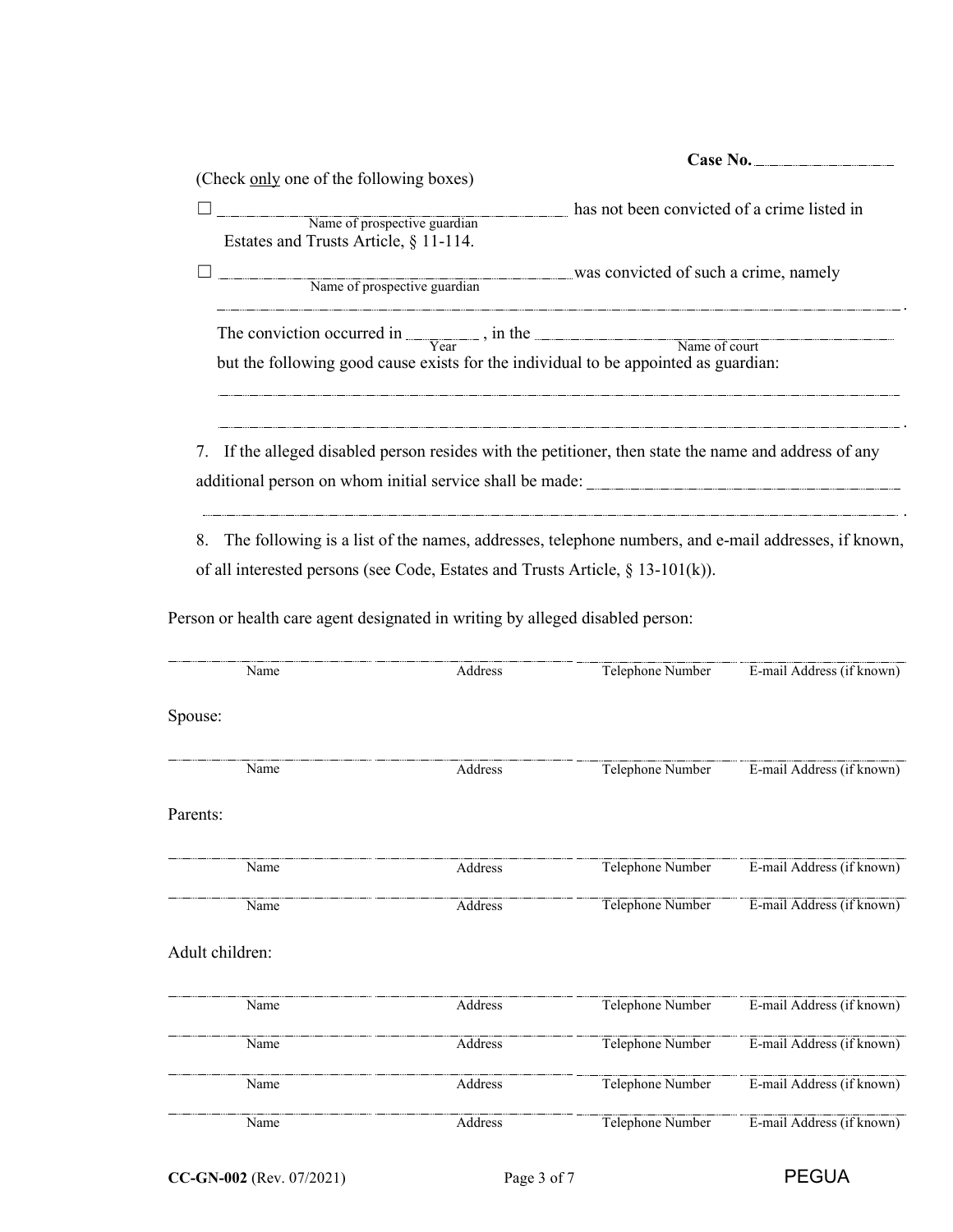**Case No.** ______________

(Check only one of the following boxes)

☐ ______________________________ has not been convicted of a crime listed in
Name of prospective guardian
Estates and Trusts Article, § 11-114.

☐ ______________________________ was convicted of such a crime, namely
Name of prospective guardian
______________________________________________________________________.

The conviction occurred in ________, in the ______________________________
Year                                                    Name of court
but the following good cause exists for the individual to be appointed as guardian:

______________________________________________________________________

______________________________________________________________________.

7. If the alleged disabled person resides with the petitioner, then state the name and address of any additional person on whom initial service shall be made: ______________________________

______________________________________________________________________.

8. The following is a list of the names, addresses, telephone numbers, and e-mail addresses, if known, of all interested persons (see Code, Estates and Trusts Article, § 13-101(k)).

Person or health care agent designated in writing by alleged disabled person:

| Name | Address | Telephone Number | E-mail Address (if known) |
|---|---|---|---|
| | | | |

Spouse:

| Name | Address | Telephone Number | E-mail Address (if known) |
|---|---|---|---|
| | | | |

Parents:

| Name | Address | Telephone Number | E-mail Address (if known) |
|---|---|---|---|
| | | | |
| | | | |

Adult children:

| Name | Address | Telephone Number | E-mail Address (if known) |
|---|---|---|---|
| | | | |
| | | | |
| | | | |
| | | | |

**CC-GN-002** (Rev. 07/2021) PEGUA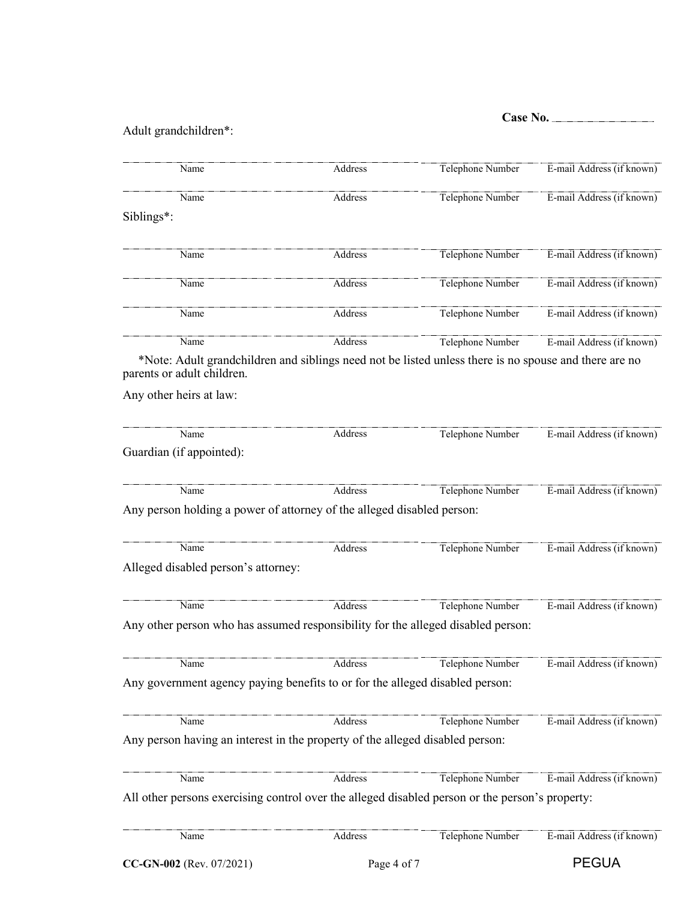**Case No.** ____________

Adult grandchildren*:

| Name | Address | Telephone Number | E-mail Address (if known) |
|---|---|---|---|
| | | | |
| | | | |

Siblings*:

| Name | Address | Telephone Number | E-mail Address (if known) |
|---|---|---|---|
| | | | |
| | | | |
| | | | |
| | | | |

*Note: Adult grandchildren and siblings need not be listed unless there is no spouse and there are no parents or adult children.

Any other heirs at law:

| Name | Address | Telephone Number | E-mail Address (if known) |
|---|---|---|---|
| | | | |

Guardian (if appointed):

| Name | Address | Telephone Number | E-mail Address (if known) |
|---|---|---|---|
| | | | |

Any person holding a power of attorney of the alleged disabled person:

| Name | Address | Telephone Number | E-mail Address (if known) |
|---|---|---|---|
| | | | |

Alleged disabled person's attorney:

| Name | Address | Telephone Number | E-mail Address (if known) |
|---|---|---|---|
| | | | |

Any other person who has assumed responsibility for the alleged disabled person:

| Name | Address | Telephone Number | E-mail Address (if known) |
|---|---|---|---|
| | | | |

Any government agency paying benefits to or for the alleged disabled person:

| Name | Address | Telephone Number | E-mail Address (if known) |
|---|---|---|---|
| | | | |

Any person having an interest in the property of the alleged disabled person:

| Name | Address | Telephone Number | E-mail Address (if known) |
|---|---|---|---|
| | | | |

All other persons exercising control over the alleged disabled person or the person's property:

| Name | Address | Telephone Number | E-mail Address (if known) |
|---|---|---|---|
| | | | |

**CC-GN-002** (Rev. 07/2021) PEGUA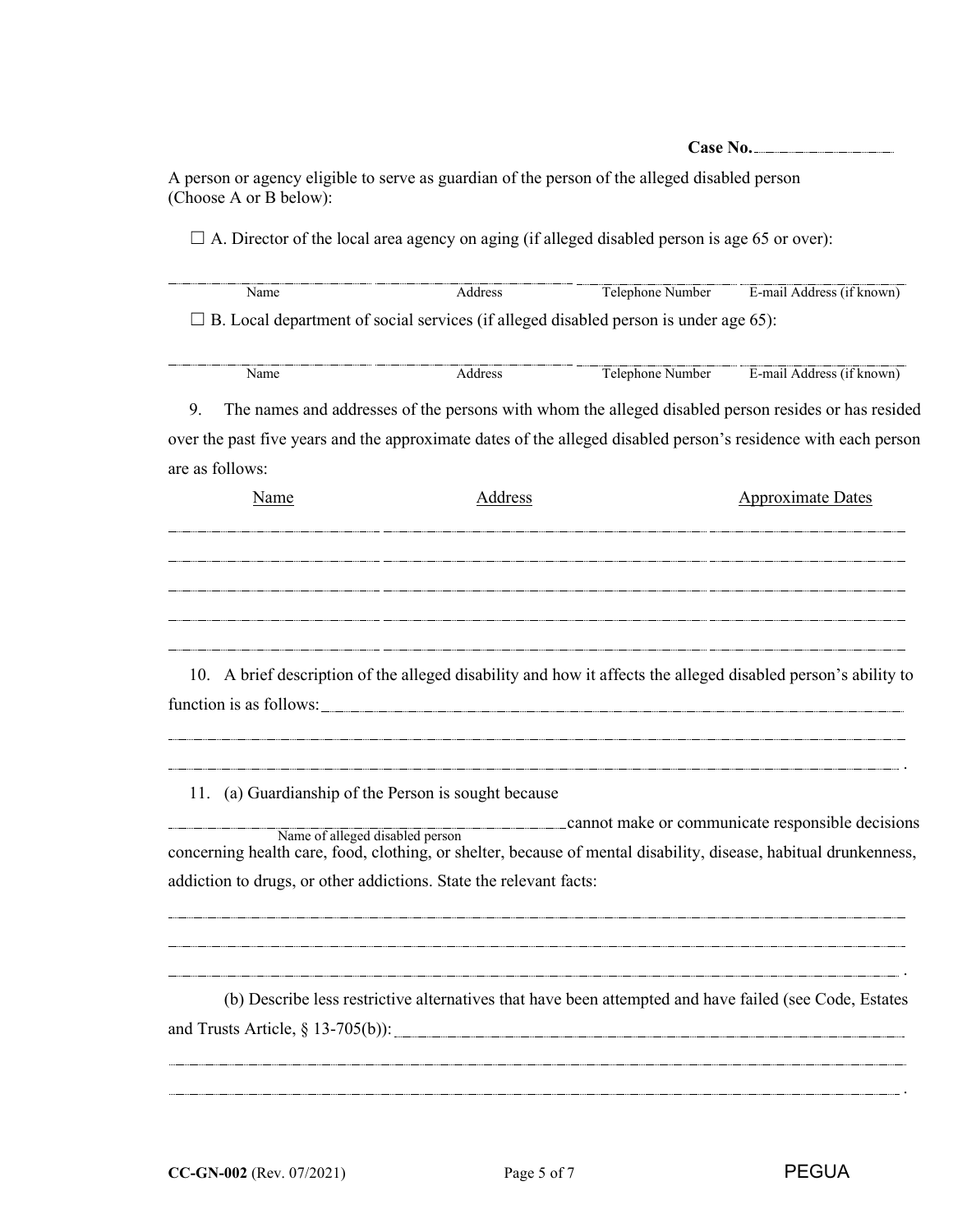**Case No.** \_\_\_\_\_\_\_\_\_\_\_\_\_\_\_\_

A person or agency eligible to serve as guardian of the person of the alleged disabled person (Choose A or B below):

☐ A. Director of the local area agency on aging (if alleged disabled person is age 65 or over):

| Name | Address | Telephone Number | E-mail Address (if known) |
|---|---|---|---|
| | | | |

☐ B. Local department of social services (if alleged disabled person is under age 65):

| Name | Address | Telephone Number | E-mail Address (if known) |
|---|---|---|---|
| | | | |

9. The names and addresses of the persons with whom the alleged disabled person resides or has resided over the past five years and the approximate dates of the alleged disabled person's residence with each person are as follows:

| Name | Address | Approximate Dates |
|---|---|---|
| | | |
| | | |
| | | |
| | | |
| | | |

10. A brief description of the alleged disability and how it affects the alleged disabled person's ability to function is as follows: \_\_\_\_\_\_\_\_\_\_\_\_\_\_\_\_\_\_\_\_\_\_\_\_\_\_\_\_\_\_\_\_\_\_\_\_\_\_\_\_\_\_\_\_\_\_\_\_\_\_\_\_\_\_\_\_\_\_\_\_

\_\_\_\_\_\_\_\_\_\_\_\_\_\_\_\_\_\_\_\_\_\_\_\_\_\_\_\_\_\_\_\_\_\_\_\_\_\_\_\_\_\_\_\_\_\_\_\_\_\_\_\_\_\_\_\_\_\_\_\_\_\_\_\_\_\_\_\_\_\_\_\_\_\_\_\_\_\_

\_\_\_\_\_\_\_\_\_\_\_\_\_\_\_\_\_\_\_\_\_\_\_\_\_\_\_\_\_\_\_\_\_\_\_\_\_\_\_\_\_\_\_\_\_\_\_\_\_\_\_\_\_\_\_\_\_\_\_\_\_\_\_\_\_\_\_\_\_\_\_\_\_\_\_\_\_\_ .

11. (a) Guardianship of the Person is sought because

\_\_\_\_\_\_\_\_\_\_\_\_\_\_\_\_\_\_\_\_\_\_\_\_\_\_\_\_\_\_\_\_\_\_\_\_\_\_\_\_ cannot make or communicate responsible decisions
Name of alleged disabled person

concerning health care, food, clothing, or shelter, because of mental disability, disease, habitual drunkenness, addiction to drugs, or other addictions. State the relevant facts:

\_\_\_\_\_\_\_\_\_\_\_\_\_\_\_\_\_\_\_\_\_\_\_\_\_\_\_\_\_\_\_\_\_\_\_\_\_\_\_\_\_\_\_\_\_\_\_\_\_\_\_\_\_\_\_\_\_\_\_\_\_\_\_\_\_\_\_\_\_\_\_\_\_\_\_\_\_\_

\_\_\_\_\_\_\_\_\_\_\_\_\_\_\_\_\_\_\_\_\_\_\_\_\_\_\_\_\_\_\_\_\_\_\_\_\_\_\_\_\_\_\_\_\_\_\_\_\_\_\_\_\_\_\_\_\_\_\_\_\_\_\_\_\_\_\_\_\_\_\_\_\_\_\_\_\_\_

\_\_\_\_\_\_\_\_\_\_\_\_\_\_\_\_\_\_\_\_\_\_\_\_\_\_\_\_\_\_\_\_\_\_\_\_\_\_\_\_\_\_\_\_\_\_\_\_\_\_\_\_\_\_\_\_\_\_\_\_\_\_\_\_\_\_\_\_\_\_\_\_\_\_\_\_\_\_ .

(b) Describe less restrictive alternatives that have been attempted and have failed (see Code, Estates and Trusts Article, § 13-705(b)): \_\_\_\_\_\_\_\_\_\_\_\_\_\_\_\_\_\_\_\_\_\_\_\_\_\_\_\_\_\_\_\_\_\_\_\_\_\_\_\_\_\_\_\_\_\_\_\_\_\_\_\_\_\_\_\_\_\_

\_\_\_\_\_\_\_\_\_\_\_\_\_\_\_\_\_\_\_\_\_\_\_\_\_\_\_\_\_\_\_\_\_\_\_\_\_\_\_\_\_\_\_\_\_\_\_\_\_\_\_\_\_\_\_\_\_\_\_\_\_\_\_\_\_\_\_\_\_\_\_\_\_\_\_\_\_\_

\_\_\_\_\_\_\_\_\_\_\_\_\_\_\_\_\_\_\_\_\_\_\_\_\_\_\_\_\_\_\_\_\_\_\_\_\_\_\_\_\_\_\_\_\_\_\_\_\_\_\_\_\_\_\_\_\_\_\_\_\_\_\_\_\_\_\_\_\_\_\_\_\_\_\_\_\_\_ .

**CC-GN-002** (Rev. 07/2021) PEGUA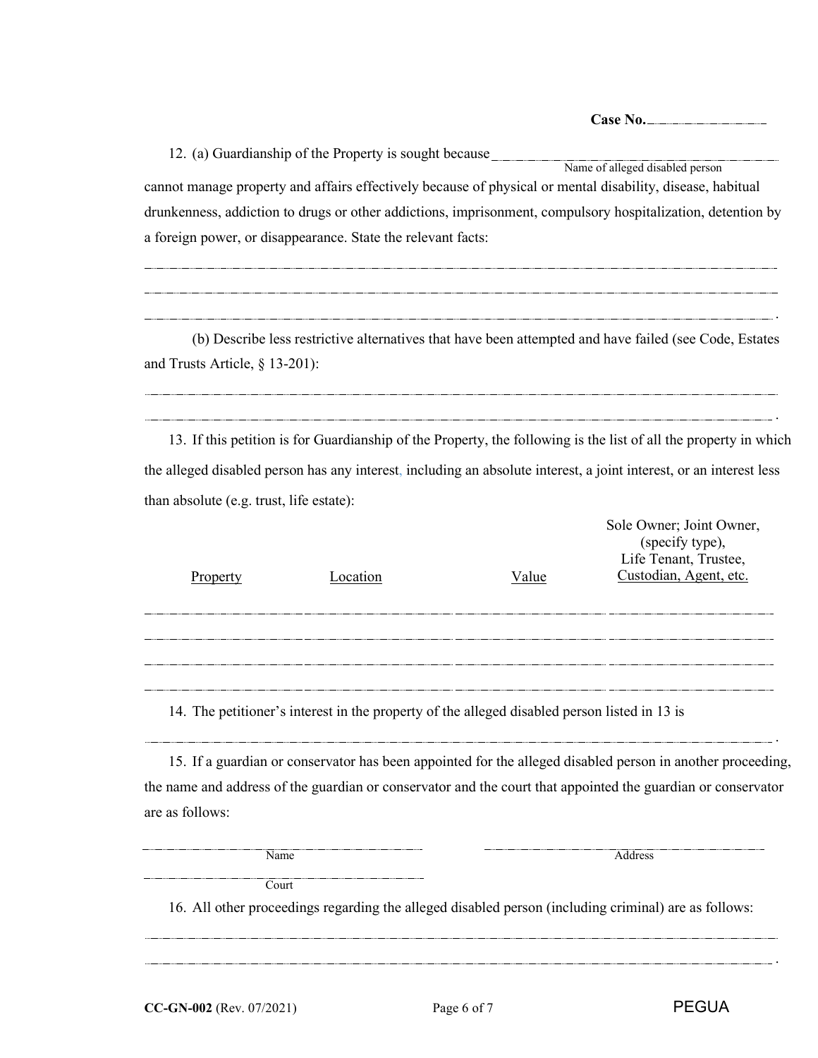**Case No.** ______________

12. (a) Guardianship of the Property is sought because ______________________________
Name of alleged disabled person
cannot manage property and affairs effectively because of physical or mental disability, disease, habitual drunkenness, addiction to drugs or other addictions, imprisonment, compulsory hospitalization, detention by a foreign power, or disappearance. State the relevant facts:

_______________________________________________________________________________

_______________________________________________________________________________

_______________________________________________________________________________.

(b) Describe less restrictive alternatives that have been attempted and have failed (see Code, Estates and Trusts Article, § 13-201):

_______________________________________________________________________________

_______________________________________________________________________________.

13. If this petition is for Guardianship of the Property, the following is the list of all the property in which the alleged disabled person has any interest, including an absolute interest, a joint interest, or an interest less than absolute (e.g. trust, life estate):

| Property | Location | Value | Sole Owner; Joint Owner, (specify type), Life Tenant, Trustee, Custodian, Agent, etc. |
|---|---|---|---|
| | | | |
| | | | |
| | | | |
| | | | |

14. The petitioner's interest in the property of the alleged disabled person listed in 13 is

_______________________________________________________________________________.

15. If a guardian or conservator has been appointed for the alleged disabled person in another proceeding, the name and address of the guardian or conservator and the court that appointed the guardian or conservator are as follows:

______________________________ ______________________________
Name Address

______________________________
Court

16. All other proceedings regarding the alleged disabled person (including criminal) are as follows:

_______________________________________________________________________________

_______________________________________________________________________________.

**CC-GN-002** (Rev. 07/2021) PEGUA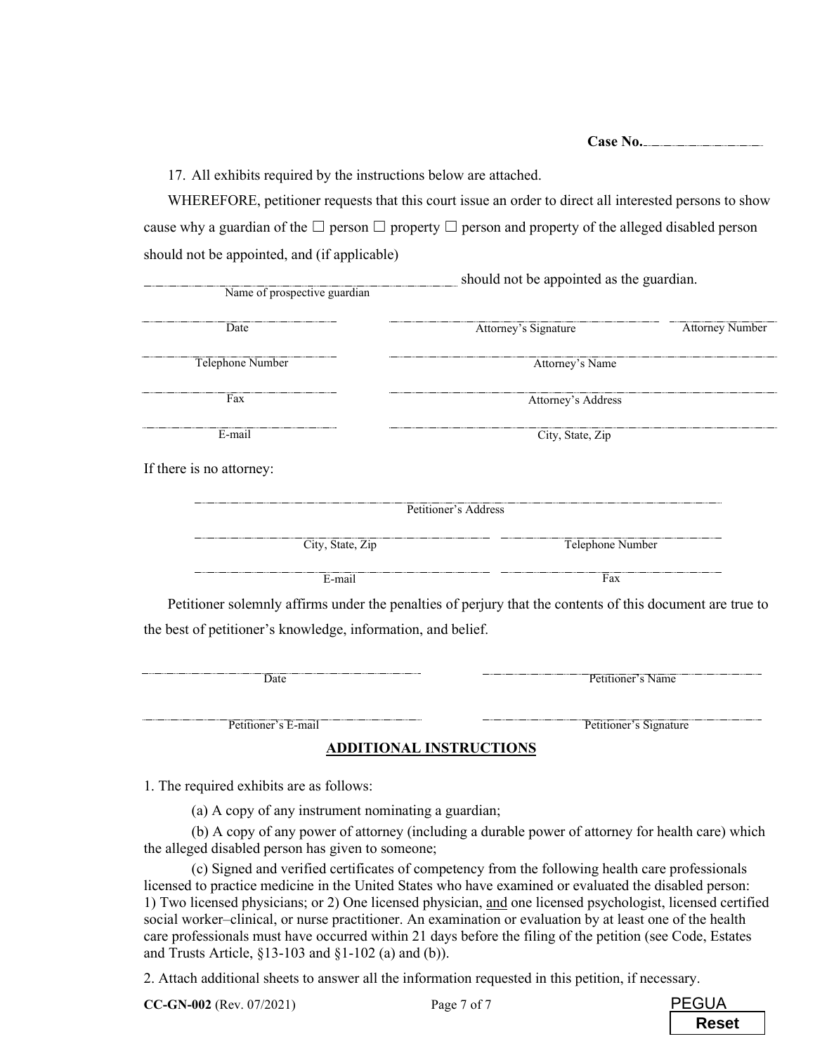**Case No.** ____________

17. All exhibits required by the instructions below are attached.

WHEREFORE, petitioner requests that this court issue an order to direct all interested persons to show cause why a guardian of the ☐ person ☐ property ☐ person and property of the alleged disabled person should not be appointed, and (if applicable)

____________________________ should not be appointed as the guardian.
Name of prospective guardian

| | | |
|---|---|---|
| Date | Attorney's Signature | Attorney Number |
| Telephone Number | Attorney's Name | |
| Fax | Attorney's Address | |
| E-mail | City, State, Zip | |

If there is no attorney:

| | |
|---|---|
| Petitioner's Address | |
| City, State, Zip | Telephone Number |
| E-mail | Fax |

Petitioner solemnly affirms under the penalties of perjury that the contents of this document are true to the best of petitioner's knowledge, information, and belief.

| | |
|---|---|
| Date | Petitioner's Name |
| Petitioner's E-mail | Petitioner's Signature |

## ADDITIONAL INSTRUCTIONS

1. The required exhibits are as follows:

(a) A copy of any instrument nominating a guardian;

(b) A copy of any power of attorney (including a durable power of attorney for health care) which the alleged disabled person has given to someone;

(c) Signed and verified certificates of competency from the following health care professionals licensed to practice medicine in the United States who have examined or evaluated the disabled person: 1) Two licensed physicians; or 2) One licensed physician, and one licensed psychologist, licensed certified social worker–clinical, or nurse practitioner. An examination or evaluation by at least one of the health care professionals must have occurred within 21 days before the filing of the petition (see Code, Estates and Trusts Article, §13-103 and §1-102 (a) and (b)).

2. Attach additional sheets to answer all the information requested in this petition, if necessary.

**CC-GN-002** (Rev. 07/2021)